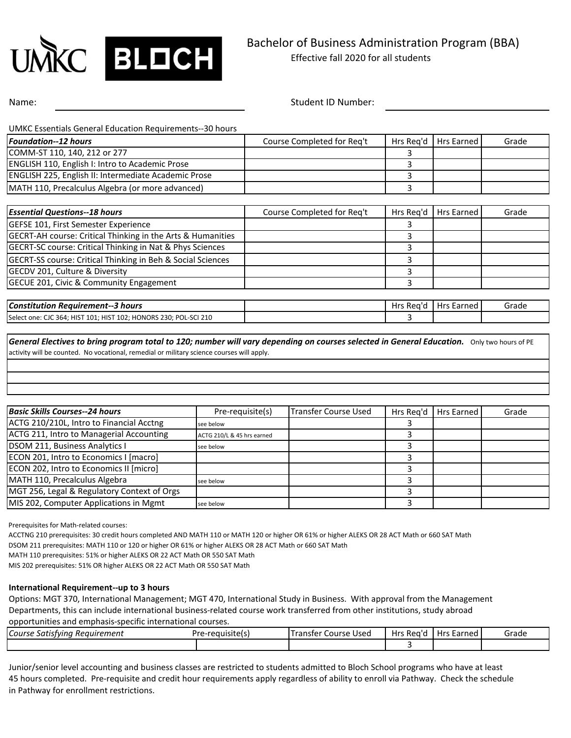# UMKC BLOCH

## Bachelor of Business Administration Program (BBA)

Effective fall 2020 for all students

Name: ______________________ Student ID Number: ______________________

UMKC Essentials General Education Requirements--30 hours

| ***Foundation--12 hours*** | Course Completed for Req't | Hrs Req'd | Hrs Earned | Grade |
|---|---|---|---|---|
| COMM-ST 110, 140, 212 or 277 | | 3 | | |
| ENGLISH 110, English I: Intro to Academic Prose | | 3 | | |
| ENGLISH 225, English II: Intermediate Academic Prose | | 3 | | |
| MATH 110, Precalculus Algebra (or more advanced) | | 3 | | |

| ***Essential Questions--18 hours*** | Course Completed for Req't | Hrs Req'd | Hrs Earned | Grade |
|---|---|---|---|---|
| GEFSE 101, First Semester Experience | | 3 | | |
| GECRT-AH course: Critical Thinking in the Arts & Humanities | | 3 | | |
| GECRT-SC course: Critical Thinking in Nat & Phys Sciences | | 3 | | |
| GECRT-SS course: Critical Thinking in Beh & Social Sciences | | 3 | | |
| GECDV 201, Culture & Diversity | | 3 | | |
| GECUE 201, Civic & Community Engagement | | 3 | | |

| ***Constitution Requirement--3 hours*** | | Hrs Req'd | Hrs Earned | Grade |
|---|---|---|---|---|
| Select one: CJC 364; HIST 101; HIST 102; HONORS 230; POL-SCI 210 | | 3 | | |

***General Electives to bring program total to 120; number will vary depending on courses selected in General Education.*** Only two hours of PE activity will be counted. No vocational, remedial or military science courses will apply.

| ***Basic Skills Courses--24 hours*** | Pre-requisite(s) | Transfer Course Used | Hrs Req'd | Hrs Earned | Grade |
|---|---|---|---|---|---|
| ACTG 210/210L, Intro to Financial Acctng | see below | | 3 | | |
| ACTG 211, Intro to Managerial Accounting | ACTG 210/L & 45 hrs earned | | 3 | | |
| DSOM 211, Business Analytics I | see below | | 3 | | |
| ECON 201, Intro to Economics I [macro] | | | 3 | | |
| ECON 202, Intro to Economics II [micro] | | | 3 | | |
| MATH 110, Precalculus Algebra | see below | | 3 | | |
| MGT 256, Legal & Regulatory Context of Orgs | | | 3 | | |
| MIS 202, Computer Applications in Mgmt | see below | | 3 | | |

Prerequisites for Math-related courses:

ACCTNG 210 prerequisites: 30 credit hours completed AND MATH 110 or MATH 120 or higher OR 61% or higher ALEKS OR 28 ACT Math or 660 SAT Math

DSOM 211 prerequisites: MATH 110 or 120 or higher OR 61% or higher ALEKS OR 28 ACT Math or 660 SAT Math

MATH 110 prerequisites: 51% or higher ALEKS OR 22 ACT Math OR 550 SAT Math

MIS 202 prerequisites: 51% OR higher ALEKS OR 22 ACT Math OR 550 SAT Math

**International Requirement--up to 3 hours**

Options: MGT 370, International Management; MGT 470, International Study in Business. With approval from the Management Departments, this can include international business-related course work transferred from other institutions, study abroad opportunities and emphasis-specific international courses.

| *Course Satisfying Requirement* | Pre-requisite(s) | Transfer Course Used | Hrs Req'd | Hrs Earned | Grade |
|---|---|---|---|---|---|
| | | | 3 | | |

Junior/senior level accounting and business classes are restricted to students admitted to Bloch School programs who have at least 45 hours completed. Pre-requisite and credit hour requirements apply regardless of ability to enroll via Pathway. Check the schedule in Pathway for enrollment restrictions.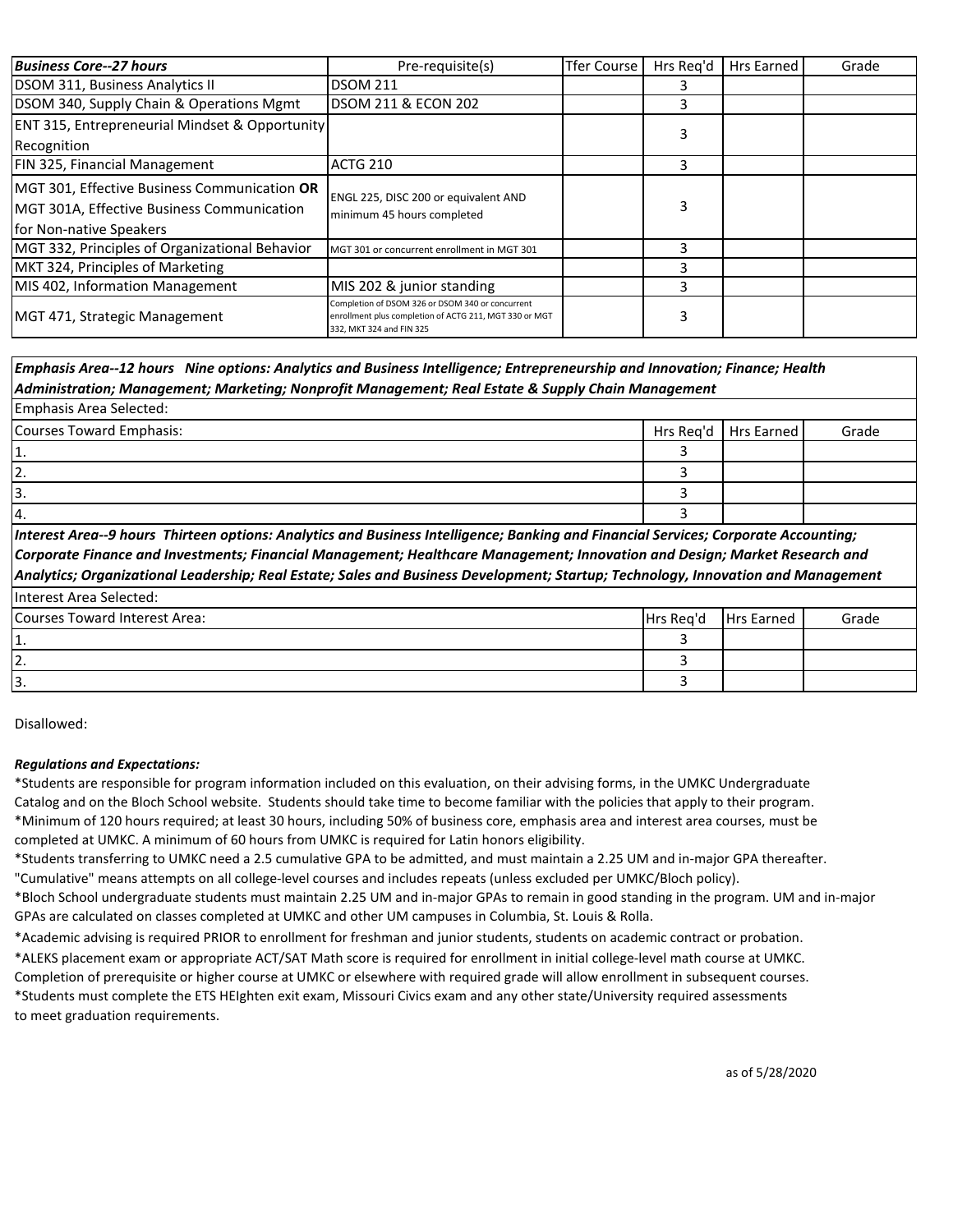| ***Business Core--27 hours*** | Pre-requisite(s) | Tfer Course | Hrs Req'd | Hrs Earned | Grade |
|---|---|---|---|---|---|
| DSOM 311, Business Analytics II | DSOM 211 | | 3 | | |
| DSOM 340, Supply Chain & Operations Mgmt | DSOM 211 & ECON 202 | | 3 | | |
| ENT 315, Entrepreneurial Mindset & Opportunity Recognition | | | 3 | | |
| FIN 325, Financial Management | ACTG 210 | | 3 | | |
| MGT 301, Effective Business Communication **OR** MGT 301A, Effective Business Communication for Non-native Speakers | ENGL 225, DISC 200 or equivalent AND minimum 45 hours completed | | 3 | | |
| MGT 332, Principles of Organizational Behavior | MGT 301 or concurrent enrollment in MGT 301 | | 3 | | |
| MKT 324, Principles of Marketing | | | 3 | | |
| MIS 402, Information Management | MIS 202 & junior standing | | 3 | | |
| MGT 471, Strategic Management | Completion of DSOM 326 or DSOM 340 or concurrent enrollment plus completion of ACTG 211, MGT 330 or MGT 332, MKT 324 and FIN 325 | | 3 | | |

***Emphasis Area--12 hours Nine options: Analytics and Business Intelligence; Entrepreneurship and Innovation; Finance; Health Administration; Management; Marketing; Nonprofit Management; Real Estate & Supply Chain Management***

Emphasis Area Selected:

| Courses Toward Emphasis: | Hrs Req'd | Hrs Earned | Grade |
|---|---|---|---|
| 1. | 3 | | |
| 2. | 3 | | |
| 3. | 3 | | |
| 4. | 3 | | |

***Interest Area--9 hours Thirteen options: Analytics and Business Intelligence; Banking and Financial Services; Corporate Accounting; Corporate Finance and Investments; Financial Management; Healthcare Management; Innovation and Design; Market Research and Analytics; Organizational Leadership; Real Estate; Sales and Business Development; Startup; Technology, Innovation and Management***

Interest Area Selected:

| Courses Toward Interest Area: | Hrs Req'd | Hrs Earned | Grade |
|---|---|---|---|
| 1. | 3 | | |
| 2. | 3 | | |
| 3. | 3 | | |

Disallowed:

***Regulations and Expectations:***

*Students are responsible for program information included on this evaluation, on their advising forms, in the UMKC Undergraduate Catalog and on the Bloch School website. Students should take time to become familiar with the policies that apply to their program.

*Minimum of 120 hours required; at least 30 hours, including 50% of business core, emphasis area and interest area courses, must be completed at UMKC. A minimum of 60 hours from UMKC is required for Latin honors eligibility.

*Students transferring to UMKC need a 2.5 cumulative GPA to be admitted, and must maintain a 2.25 UM and in-major GPA thereafter. "Cumulative" means attempts on all college-level courses and includes repeats (unless excluded per UMKC/Bloch policy).

*Bloch School undergraduate students must maintain 2.25 UM and in-major GPAs to remain in good standing in the program. UM and in-major GPAs are calculated on classes completed at UMKC and other UM campuses in Columbia, St. Louis & Rolla.

*Academic advising is required PRIOR to enrollment for freshman and junior students, students on academic contract or probation.

*ALEKS placement exam or appropriate ACT/SAT Math score is required for enrollment in initial college-level math course at UMKC. Completion of prerequisite or higher course at UMKC or elsewhere with required grade will allow enrollment in subsequent courses.

*Students must complete the ETS HEIghten exit exam, Missouri Civics exam and any other state/University required assessments to meet graduation requirements.

as of 5/28/2020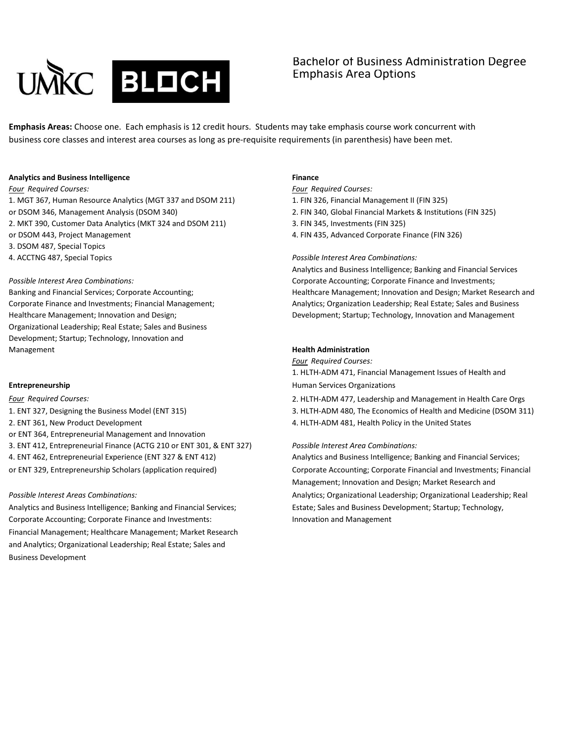# Bachelor of Business Administration Degree Emphasis Area Options

**Emphasis Areas:** Choose one. Each emphasis is 12 credit hours. Students may take emphasis course work concurrent with business core classes and interest area courses as long as pre-requisite requirements (in parenthesis) have been met.

**Analytics and Business Intelligence**

*Four Required Courses:*

1. MGT 367, Human Resource Analytics (MGT 337 and DSOM 211)
or DSOM 346, Management Analysis (DSOM 340)
2. MKT 390, Customer Data Analytics (MKT 324 and DSOM 211)
or DSOM 443, Project Management
3. DSOM 487, Special Topics
4. ACCTNG 487, Special Topics

*Possible Interest Area Combinations:*

Banking and Financial Services; Corporate Accounting; Corporate Finance and Investments; Financial Management; Healthcare Management; Innovation and Design; Organizational Leadership; Real Estate; Sales and Business Development; Startup; Technology, Innovation and Management

**Entrepreneurship**

*Four Required Courses:*

1. ENT 327, Designing the Business Model (ENT 315)
2. ENT 361, New Product Development
or ENT 364, Entrepreneurial Management and Innovation
3. ENT 412, Entrepreneurial Finance (ACTG 210 or ENT 301, & ENT 327)
4. ENT 462, Entrepreneurial Experience (ENT 327 & ENT 412)
or ENT 329, Entrepreneurship Scholars (application required)

*Possible Interest Areas Combinations:*

Analytics and Business Intelligence; Banking and Financial Services; Corporate Accounting; Corporate Finance and Investments: Financial Management; Healthcare Management; Market Research and Analytics; Organizational Leadership; Real Estate; Sales and Business Development

**Finance**

*Four Required Courses:*

1. FIN 326, Financial Management II (FIN 325)
2. FIN 340, Global Financial Markets & Institutions (FIN 325)
3. FIN 345, Investments (FIN 325)
4. FIN 435, Advanced Corporate Finance (FIN 326)

*Possible Interest Area Combinations:*

Analytics and Business Intelligence; Banking and Financial Services Corporate Accounting; Corporate Finance and Investments; Healthcare Management; Innovation and Design; Market Research and Analytics; Organization Leadership; Real Estate; Sales and Business Development; Startup; Technology, Innovation and Management

**Health Administration**

*Four Required Courses:*

1. HLTH-ADM 471, Financial Management Issues of Health and Human Services Organizations
2. HLTH-ADM 477, Leadership and Management in Health Care Orgs
3. HLTH-ADM 480, The Economics of Health and Medicine (DSOM 311)
4. HLTH-ADM 481, Health Policy in the United States

*Possible Interest Area Combinations:*

Analytics and Business Intelligence; Banking and Financial Services; Corporate Accounting; Corporate Financial and Investments; Financial Management; Innovation and Design; Market Research and Analytics; Organizational Leadership; Organizational Leadership; Real Estate; Sales and Business Development; Startup; Technology, Innovation and Management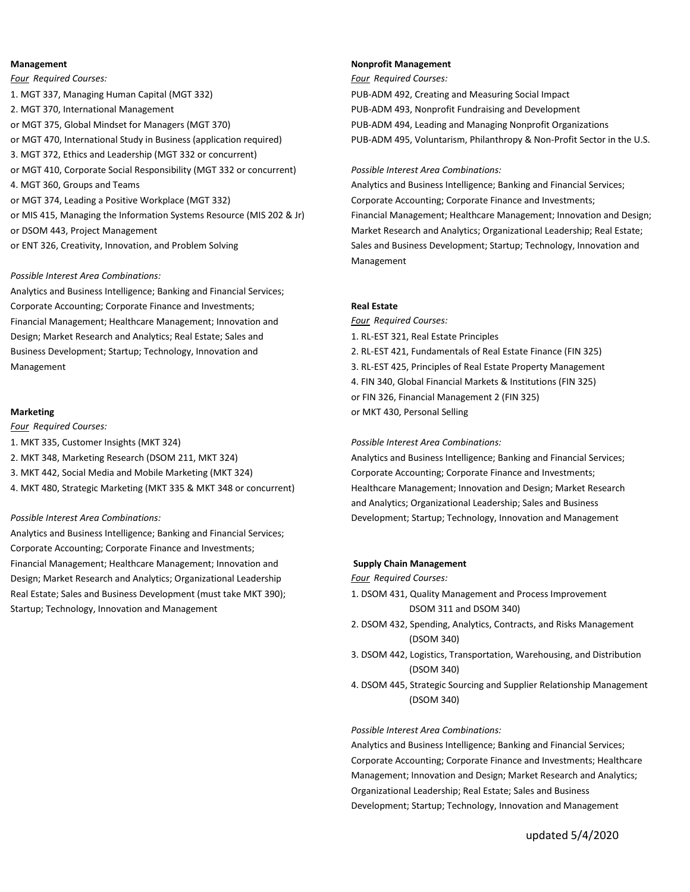**Management**

*<u>Four</u> Required Courses:*

1. MGT 337, Managing Human Capital (MGT 332)
2. MGT 370, International Management
or MGT 375, Global Mindset for Managers (MGT 370)
or MGT 470, International Study in Business (application required)
3. MGT 372, Ethics and Leadership (MGT 332 or concurrent)
or MGT 410, Corporate Social Responsibility (MGT 332 or concurrent)
4. MGT 360, Groups and Teams
or MGT 374, Leading a Positive Workplace (MGT 332)
or MIS 415, Managing the Information Systems Resource (MIS 202 & Jr)
or DSOM 443, Project Management
or ENT 326, Creativity, Innovation, and Problem Solving

*Possible Interest Area Combinations:*

Analytics and Business Intelligence; Banking and Financial Services; Corporate Accounting; Corporate Finance and Investments; Financial Management; Healthcare Management; Innovation and Design; Market Research and Analytics; Real Estate; Sales and Business Development; Startup; Technology, Innovation and Management

**Marketing**

*<u>Four</u> Required Courses:*

1. MKT 335, Customer Insights (MKT 324)
2. MKT 348, Marketing Research (DSOM 211, MKT 324)
3. MKT 442, Social Media and Mobile Marketing (MKT 324)
4. MKT 480, Strategic Marketing (MKT 335 & MKT 348 or concurrent)

*Possible Interest Area Combinations:*

Analytics and Business Intelligence; Banking and Financial Services; Corporate Accounting; Corporate Finance and Investments; Financial Management; Healthcare Management; Innovation and Design; Market Research and Analytics; Organizational Leadership Real Estate; Sales and Business Development (must take MKT 390); Startup; Technology, Innovation and Management

**Nonprofit Management**

*<u>Four</u> Required Courses:*

PUB-ADM 492, Creating and Measuring Social Impact
PUB-ADM 493, Nonprofit Fundraising and Development
PUB-ADM 494, Leading and Managing Nonprofit Organizations
PUB-ADM 495, Voluntarism, Philanthropy & Non-Profit Sector in the U.S.

*Possible Interest Area Combinations:*

Analytics and Business Intelligence; Banking and Financial Services; Corporate Accounting; Corporate Finance and Investments; Financial Management; Healthcare Management; Innovation and Design; Market Research and Analytics; Organizational Leadership; Real Estate; Sales and Business Development; Startup; Technology, Innovation and Management

**Real Estate**

*<u>Four</u> Required Courses:*

1. RL-EST 321, Real Estate Principles
2. RL-EST 421, Fundamentals of Real Estate Finance (FIN 325)
3. RL-EST 425, Principles of Real Estate Property Management
4. FIN 340, Global Financial Markets & Institutions (FIN 325)
or FIN 326, Financial Management 2 (FIN 325)
or MKT 430, Personal Selling

*Possible Interest Area Combinations:*

Analytics and Business Intelligence; Banking and Financial Services; Corporate Accounting; Corporate Finance and Investments; Healthcare Management; Innovation and Design; Market Research and Analytics; Organizational Leadership; Sales and Business Development; Startup; Technology, Innovation and Management

**Supply Chain Management**

*<u>Four</u> Required Courses:*

1. DSOM 431, Quality Management and Process Improvement DSOM 311 and DSOM 340)
2. DSOM 432, Spending, Analytics, Contracts, and Risks Management (DSOM 340)
3. DSOM 442, Logistics, Transportation, Warehousing, and Distribution (DSOM 340)
4. DSOM 445, Strategic Sourcing and Supplier Relationship Management (DSOM 340)

*Possible Interest Area Combinations:*

Analytics and Business Intelligence; Banking and Financial Services; Corporate Accounting; Corporate Finance and Investments; Healthcare Management; Innovation and Design; Market Research and Analytics; Organizational Leadership; Real Estate; Sales and Business Development; Startup; Technology, Innovation and Management

updated 5/4/2020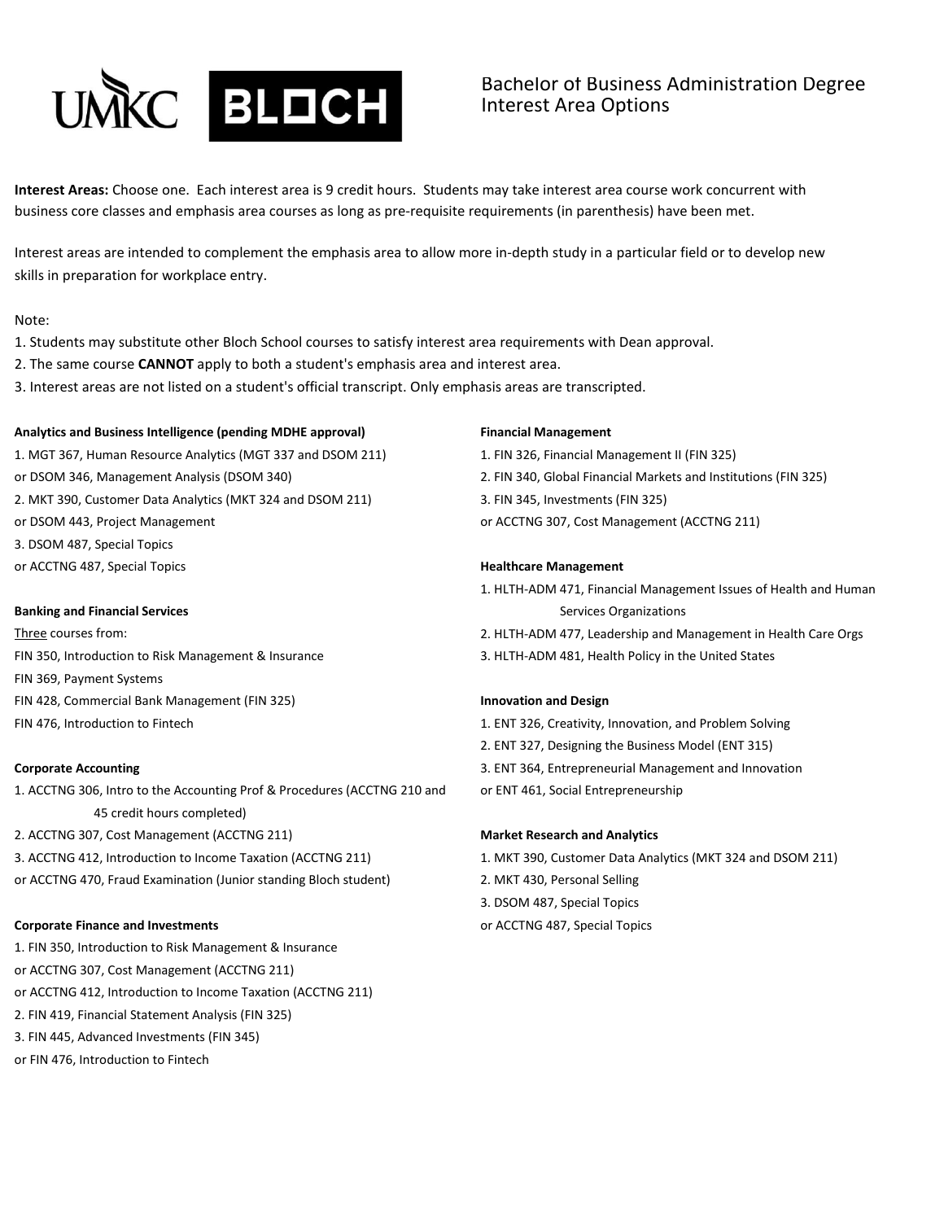# UMKC BLOCH

## Bachelor of Business Administration Degree Interest Area Options

**Interest Areas:** Choose one. Each interest area is 9 credit hours. Students may take interest area course work concurrent with business core classes and emphasis area courses as long as pre-requisite requirements (in parenthesis) have been met.

Interest areas are intended to complement the emphasis area to allow more in-depth study in a particular field or to develop new skills in preparation for workplace entry.

Note:

1. Students may substitute other Bloch School courses to satisfy interest area requirements with Dean approval.
2. The same course **CANNOT** apply to both a student's emphasis area and interest area.
3. Interest areas are not listed on a student's official transcript. Only emphasis areas are transcripted.

**Analytics and Business Intelligence (pending MDHE approval)**

1. MGT 367, Human Resource Analytics (MGT 337 and DSOM 211)  
or DSOM 346, Management Analysis (DSOM 340)
2. MKT 390, Customer Data Analytics (MKT 324 and DSOM 211)  
or DSOM 443, Project Management
3. DSOM 487, Special Topics  
or ACCTNG 487, Special Topics

**Banking and Financial Services**

Three courses from:

FIN 350, Introduction to Risk Management & Insurance  
FIN 369, Payment Systems  
FIN 428, Commercial Bank Management (FIN 325)  
FIN 476, Introduction to Fintech

**Corporate Accounting**

1. ACCTNG 306, Intro to the Accounting Prof & Procedures (ACCTNG 210 and 45 credit hours completed)
2. ACCTNG 307, Cost Management (ACCTNG 211)
3. ACCTNG 412, Introduction to Income Taxation (ACCTNG 211)  
or ACCTNG 470, Fraud Examination (Junior standing Bloch student)

**Corporate Finance and Investments**

1. FIN 350, Introduction to Risk Management & Insurance  
or ACCTNG 307, Cost Management (ACCTNG 211)  
or ACCTNG 412, Introduction to Income Taxation (ACCTNG 211)
2. FIN 419, Financial Statement Analysis (FIN 325)
3. FIN 445, Advanced Investments (FIN 345)  
or FIN 476, Introduction to Fintech

**Financial Management**

1. FIN 326, Financial Management II (FIN 325)
2. FIN 340, Global Financial Markets and Institutions (FIN 325)
3. FIN 345, Investments (FIN 325)  
or ACCTNG 307, Cost Management (ACCTNG 211)

**Healthcare Management**

1. HLTH-ADM 471, Financial Management Issues of Health and Human Services Organizations
2. HLTH-ADM 477, Leadership and Management in Health Care Orgs
3. HLTH-ADM 481, Health Policy in the United States

**Innovation and Design**

1. ENT 326, Creativity, Innovation, and Problem Solving
2. ENT 327, Designing the Business Model (ENT 315)
3. ENT 364, Entrepreneurial Management and Innovation  
or ENT 461, Social Entrepreneurship

**Market Research and Analytics**

1. MKT 390, Customer Data Analytics (MKT 324 and DSOM 211)
2. MKT 430, Personal Selling
3. DSOM 487, Special Topics  
or ACCTNG 487, Special Topics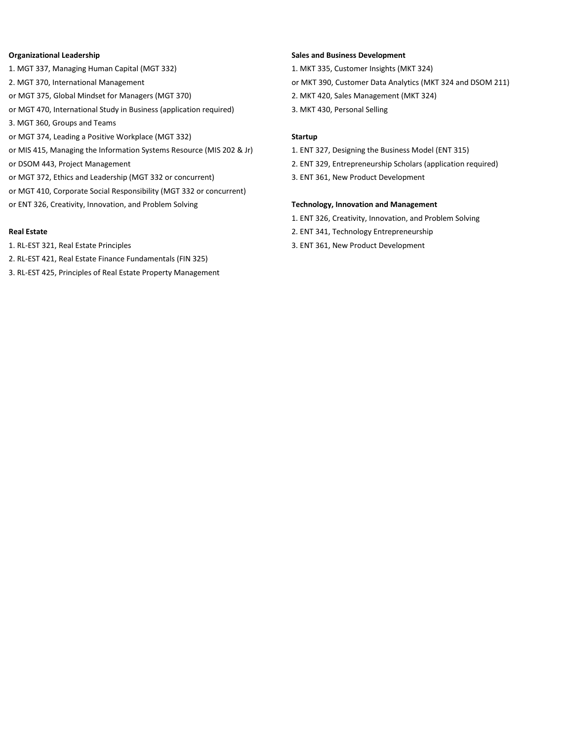**Organizational Leadership**

1. MGT 337, Managing Human Capital (MGT 332)
2. MGT 370, International Management
or MGT 375, Global Mindset for Managers (MGT 370)
or MGT 470, International Study in Business (application required)
3. MGT 360, Groups and Teams
or MGT 374, Leading a Positive Workplace (MGT 332)
or MIS 415, Managing the Information Systems Resource (MIS 202 & Jr)
or DSOM 443, Project Management
or MGT 372, Ethics and Leadership (MGT 332 or concurrent)
or MGT 410, Corporate Social Responsibility (MGT 332 or concurrent)
or ENT 326, Creativity, Innovation, and Problem Solving

**Real Estate**

1. RL-EST 321, Real Estate Principles
2. RL-EST 421, Real Estate Finance Fundamentals (FIN 325)
3. RL-EST 425, Principles of Real Estate Property Management

**Sales and Business Development**

1. MKT 335, Customer Insights (MKT 324)
or MKT 390, Customer Data Analytics (MKT 324 and DSOM 211)
2. MKT 420, Sales Management (MKT 324)
3. MKT 430, Personal Selling

**Startup**

1. ENT 327, Designing the Business Model (ENT 315)
2. ENT 329, Entrepreneurship Scholars (application required)
3. ENT 361, New Product Development

**Technology, Innovation and Management**

1. ENT 326, Creativity, Innovation, and Problem Solving
2. ENT 341, Technology Entrepreneurship
3. ENT 361, New Product Development